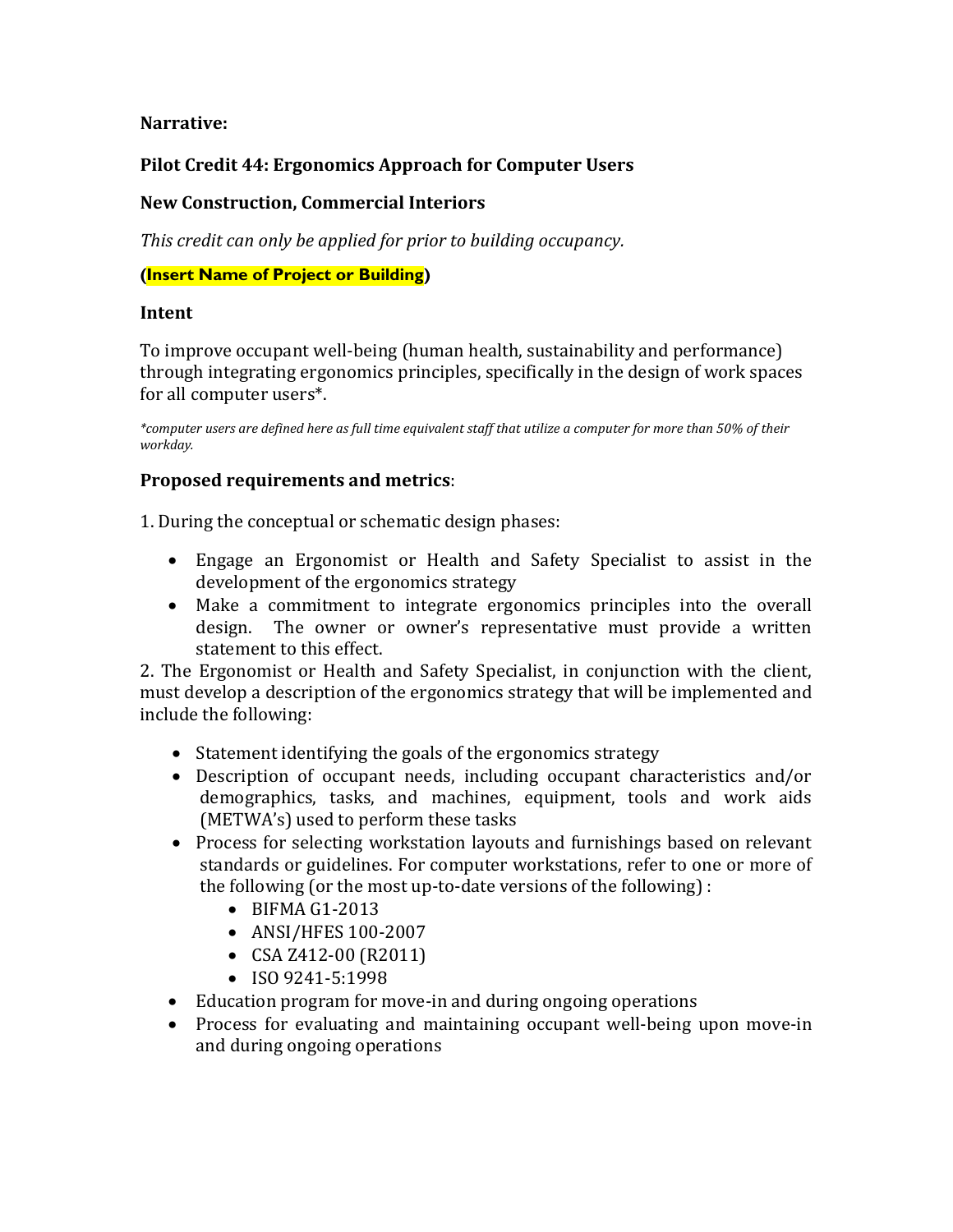**Narrative:**

**Pilot Credit 44: Ergonomics Approach for Computer Users**

**New Construction, Commercial Interiors**

*This credit can only be applied for prior to building occupancy.*

**(Insert Name of Project or Building)**

**Intent**

To improve occupant well-being (human health, sustainability and performance) through integrating ergonomics principles, specifically in the design of work spaces for all computer users*.

*\*computer users are defined here as full time equivalent staff that utilize a computer for more than 50% of their workday.*

**Proposed requirements and metrics**:

1. During the conceptual or schematic design phases:

- Engage an Ergonomist or Health and Safety Specialist to assist in the development of the ergonomics strategy
- Make a commitment to integrate ergonomics principles into the overall design. The owner or owner's representative must provide a written statement to this effect.

2. The Ergonomist or Health and Safety Specialist, in conjunction with the client, must develop a description of the ergonomics strategy that will be implemented and include the following:

- Statement identifying the goals of the ergonomics strategy
- Description of occupant needs, including occupant characteristics and/or demographics, tasks, and machines, equipment, tools and work aids (METWA's) used to perform these tasks
- Process for selecting workstation layouts and furnishings based on relevant standards or guidelines. For computer workstations, refer to one or more of the following (or the most up-to-date versions of the following) :
    - BIFMA G1-2013
    - ANSI/HFES 100-2007
    - CSA Z412-00 (R2011)
    - ISO 9241-5:1998
- Education program for move-in and during ongoing operations
- Process for evaluating and maintaining occupant well-being upon move-in and during ongoing operations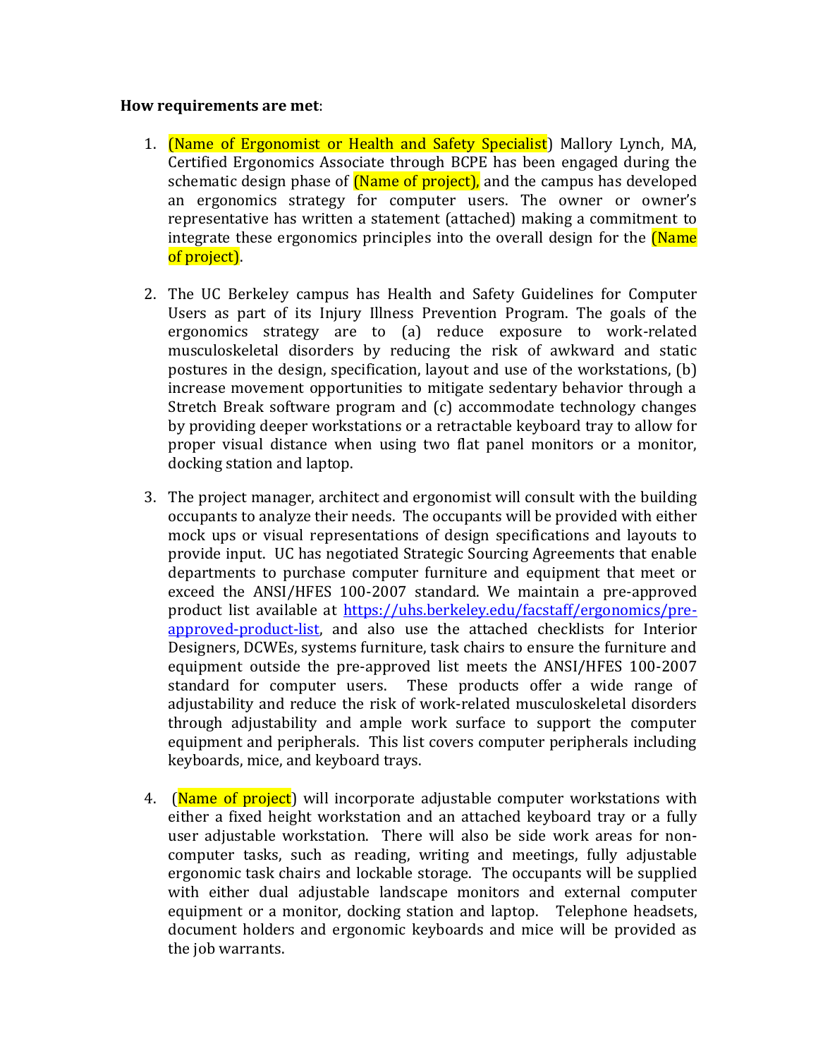**How requirements are met**:

1. (Name of Ergonomist or Health and Safety Specialist) Mallory Lynch, MA, Certified Ergonomics Associate through BCPE has been engaged during the schematic design phase of (Name of project), and the campus has developed an ergonomics strategy for computer users. The owner or owner's representative has written a statement (attached) making a commitment to integrate these ergonomics principles into the overall design for the (Name of project).

2. The UC Berkeley campus has Health and Safety Guidelines for Computer Users as part of its Injury Illness Prevention Program. The goals of the ergonomics strategy are to (a) reduce exposure to work-related musculoskeletal disorders by reducing the risk of awkward and static postures in the design, specification, layout and use of the workstations, (b) increase movement opportunities to mitigate sedentary behavior through a Stretch Break software program and (c) accommodate technology changes by providing deeper workstations or a retractable keyboard tray to allow for proper visual distance when using two flat panel monitors or a monitor, docking station and laptop.

3. The project manager, architect and ergonomist will consult with the building occupants to analyze their needs. The occupants will be provided with either mock ups or visual representations of design specifications and layouts to provide input. UC has negotiated Strategic Sourcing Agreements that enable departments to purchase computer furniture and equipment that meet or exceed the ANSI/HFES 100-2007 standard. We maintain a pre-approved product list available at https://uhs.berkeley.edu/facstaff/ergonomics/pre-approved-product-list, and also use the attached checklists for Interior Designers, DCWEs, systems furniture, task chairs to ensure the furniture and equipment outside the pre-approved list meets the ANSI/HFES 100-2007 standard for computer users. These products offer a wide range of adjustability and reduce the risk of work-related musculoskeletal disorders through adjustability and ample work surface to support the computer equipment and peripherals. This list covers computer peripherals including keyboards, mice, and keyboard trays.

4. (Name of project) will incorporate adjustable computer workstations with either a fixed height workstation and an attached keyboard tray or a fully user adjustable workstation. There will also be side work areas for non-computer tasks, such as reading, writing and meetings, fully adjustable ergonomic task chairs and lockable storage. The occupants will be supplied with either dual adjustable landscape monitors and external computer equipment or a monitor, docking station and laptop. Telephone headsets, document holders and ergonomic keyboards and mice will be provided as the job warrants.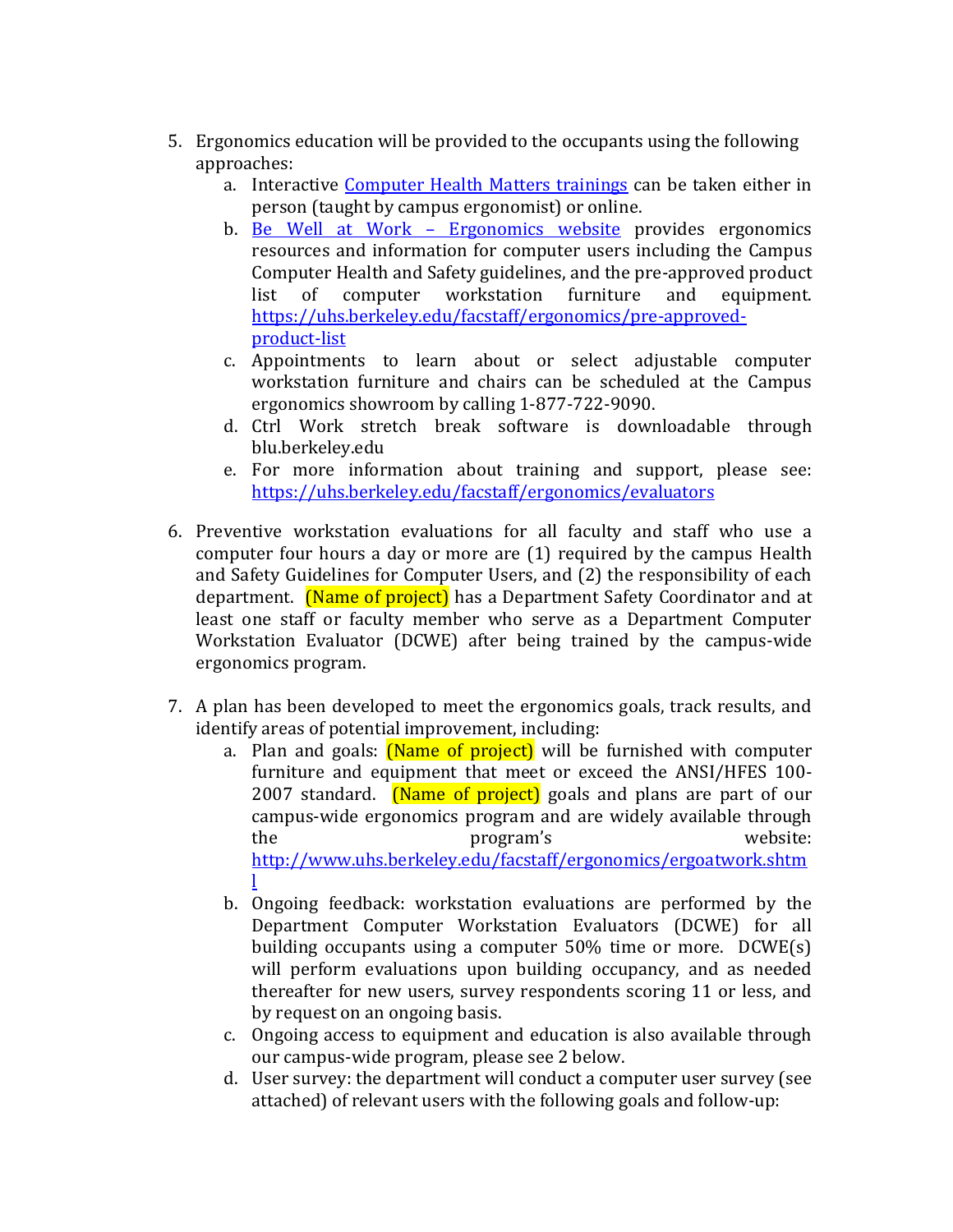5. Ergonomics education will be provided to the occupants using the following approaches:
   a. Interactive [Computer Health Matters trainings]() can be taken either in person (taught by campus ergonomist) or online.
   b. [Be Well at Work – Ergonomics website]() provides ergonomics resources and information for computer users including the Campus Computer Health and Safety guidelines, and the pre-approved product list of computer workstation furniture and equipment. https://uhs.berkeley.edu/facstaff/ergonomics/pre-approved-product-list
   c. Appointments to learn about or select adjustable computer workstation furniture and chairs can be scheduled at the Campus ergonomics showroom by calling 1-877-722-9090.
   d. Ctrl Work stretch break software is downloadable through blu.berkeley.edu
   e. For more information about training and support, please see: https://uhs.berkeley.edu/facstaff/ergonomics/evaluators

6. Preventive workstation evaluations for all faculty and staff who use a computer four hours a day or more are (1) required by the campus Health and Safety Guidelines for Computer Users, and (2) the responsibility of each department. (Name of project) has a Department Safety Coordinator and at least one staff or faculty member who serve as a Department Computer Workstation Evaluator (DCWE) after being trained by the campus-wide ergonomics program.

7. A plan has been developed to meet the ergonomics goals, track results, and identify areas of potential improvement, including:
   a. Plan and goals: (Name of project) will be furnished with computer furniture and equipment that meet or exceed the ANSI/HFES 100-2007 standard. (Name of project) goals and plans are part of our campus-wide ergonomics program and are widely available through the program's website: http://www.uhs.berkeley.edu/facstaff/ergonomics/ergoatwork.shtml
   b. Ongoing feedback: workstation evaluations are performed by the Department Computer Workstation Evaluators (DCWE) for all building occupants using a computer 50% time or more. DCWE(s) will perform evaluations upon building occupancy, and as needed thereafter for new users, survey respondents scoring 11 or less, and by request on an ongoing basis.
   c. Ongoing access to equipment and education is also available through our campus-wide program, please see 2 below.
   d. User survey: the department will conduct a computer user survey (see attached) of relevant users with the following goals and follow-up: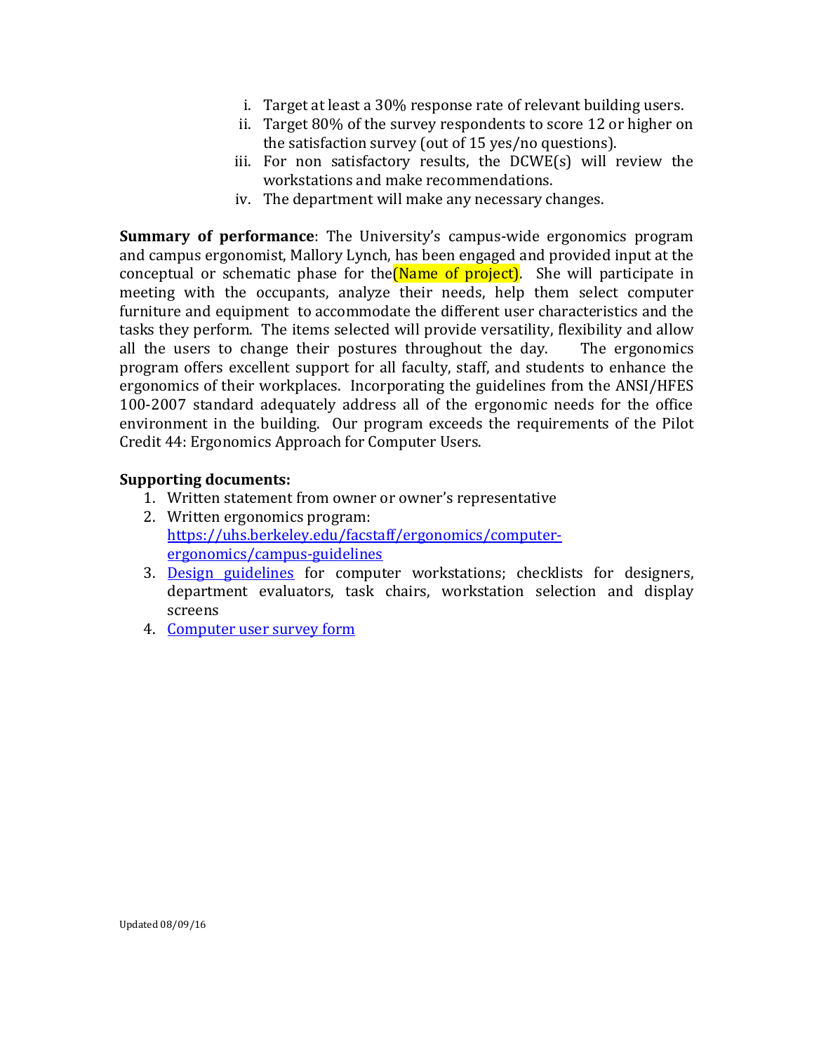i. Target at least a 30% response rate of relevant building users.
ii. Target 80% of the survey respondents to score 12 or higher on the satisfaction survey (out of 15 yes/no questions).
iii. For non satisfactory results, the DCWE(s) will review the workstations and make recommendations.
iv. The department will make any necessary changes.

**Summary of performance**: The University's campus-wide ergonomics program and campus ergonomist, Mallory Lynch, has been engaged and provided input at the conceptual or schematic phase for the(Name of project). She will participate in meeting with the occupants, analyze their needs, help them select computer furniture and equipment to accommodate the different user characteristics and the tasks they perform. The items selected will provide versatility, flexibility and allow all the users to change their postures throughout the day. The ergonomics program offers excellent support for all faculty, staff, and students to enhance the ergonomics of their workplaces. Incorporating the guidelines from the ANSI/HFES 100-2007 standard adequately address all of the ergonomic needs for the office environment in the building. Our program exceeds the requirements of the Pilot Credit 44: Ergonomics Approach for Computer Users.

**Supporting documents:**

1. Written statement from owner or owner's representative
2. Written ergonomics program: https://uhs.berkeley.edu/facstaff/ergonomics/computer-ergonomics/campus-guidelines
3. Design guidelines for computer workstations; checklists for designers, department evaluators, task chairs, workstation selection and display screens
4. Computer user survey form

Updated 08/09/16